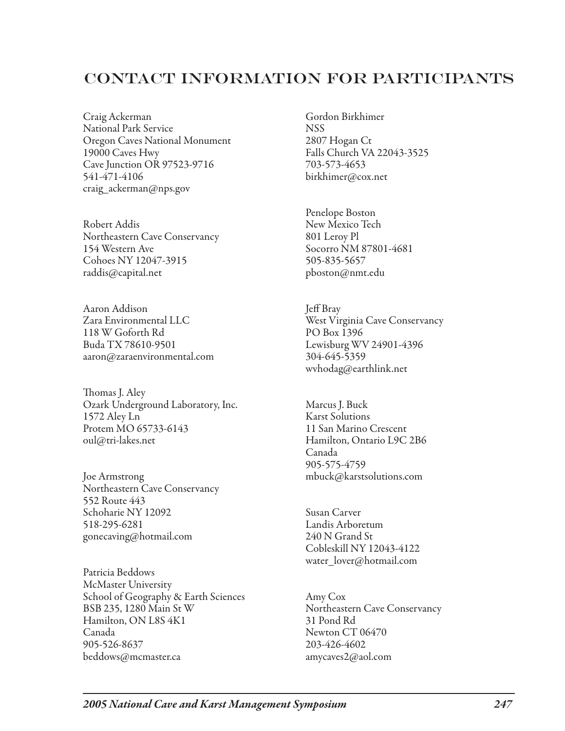# CONTACT INFORMATION FOR PARTICIPANTS

Craig Ackerman
National Park Service
Oregon Caves National Monument
19000 Caves Hwy
Cave Junction OR 97523-9716
541-471-4106
craig_ackerman@nps.gov

Robert Addis
Northeastern Cave Conservancy
154 Western Ave
Cohoes NY 12047-3915
raddis@capital.net

Aaron Addison
Zara Environmental LLC
118 W Goforth Rd
Buda TX 78610-9501
aaron@zaraenvironmental.com

Thomas J. Aley
Ozark Underground Laboratory, Inc.
1572 Aley Ln
Protem MO 65733-6143
oul@tri-lakes.net

Joe Armstrong
Northeastern Cave Conservancy
552 Route 443
Schoharie NY 12092
518-295-6281
gonecaving@hotmail.com

Patricia Beddows
McMaster University
School of Geography & Earth Sciences
BSB 235, 1280 Main St W
Hamilton, ON L8S 4K1
Canada
905-526-8637
beddows@mcmaster.ca

Gordon Birkhimer
NSS
2807 Hogan Ct
Falls Church VA 22043-3525
703-573-4653
birkhimer@cox.net

Penelope Boston
New Mexico Tech
801 Leroy Pl
Socorro NM 87801-4681
505-835-5657
pboston@nmt.edu

Jeff Bray
West Virginia Cave Conservancy
PO Box 1396
Lewisburg WV 24901-4396
304-645-5359
wvhodag@earthlink.net

Marcus J. Buck
Karst Solutions
11 San Marino Crescent
Hamilton, Ontario L9C 2B6
Canada
905-575-4759
mbuck@karstsolutions.com

Susan Carver
Landis Arboretum
240 N Grand St
Cobleskill NY 12043-4122
water_lover@hotmail.com

Amy Cox
Northeastern Cave Conservancy
31 Pond Rd
Newton CT 06470
203-426-4602
amycaves2@aol.com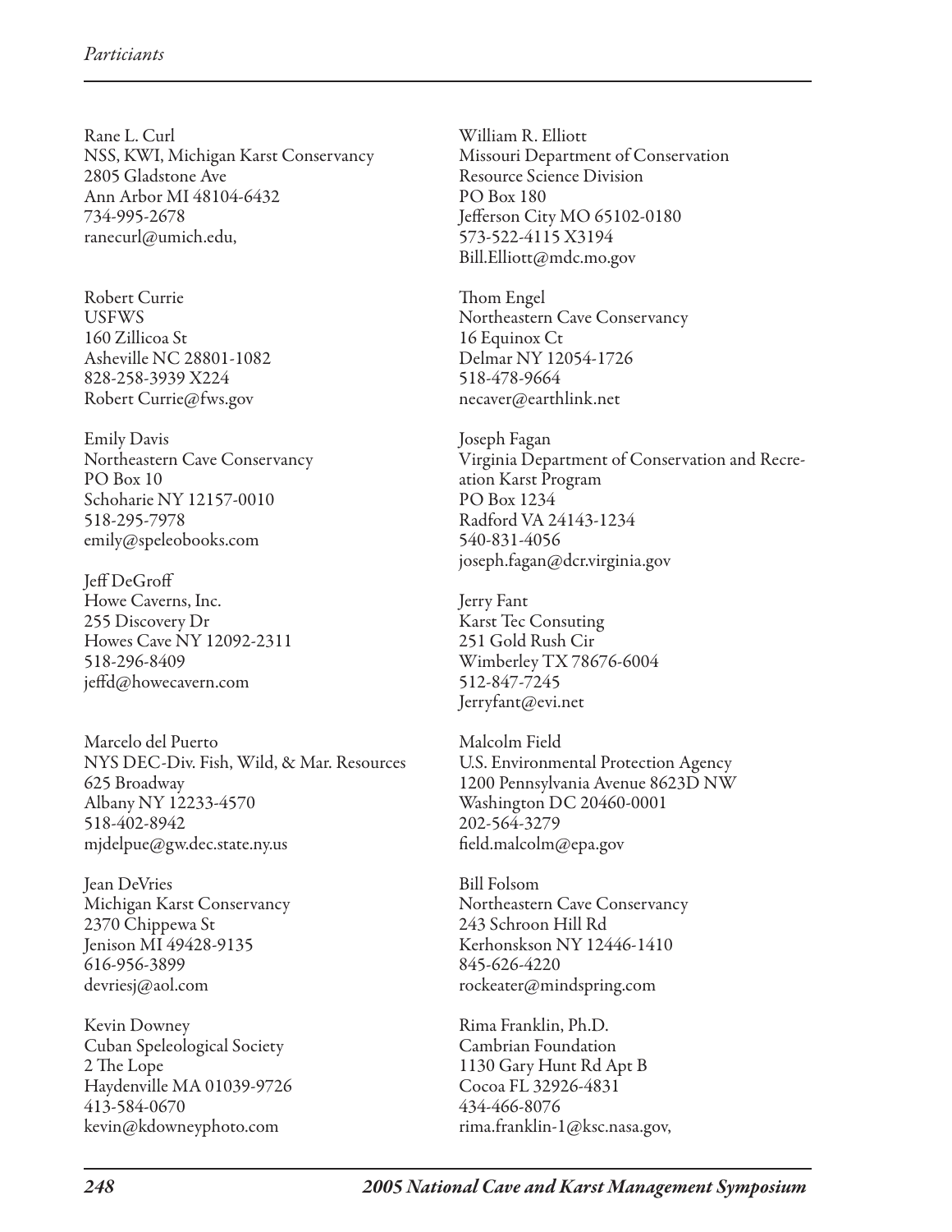Rane L. Curl
NSS, KWI, Michigan Karst Conservancy
2805 Gladstone Ave
Ann Arbor MI 48104-6432
734-995-2678
ranecurl@umich.edu,

Robert Currie
USFWS
160 Zillicoa St
Asheville NC 28801-1082
828-258-3939 X224
Robert Currie@fws.gov

Emily Davis
Northeastern Cave Conservancy
PO Box 10
Schoharie NY 12157-0010
518-295-7978
emily@speleobooks.com

Jeff DeGroff
Howe Caverns, Inc.
255 Discovery Dr
Howes Cave NY 12092-2311
518-296-8409
jeffd@howecavern.com

Marcelo del Puerto
NYS DEC-Div. Fish, Wild, & Mar. Resources
625 Broadway
Albany NY 12233-4570
518-402-8942
mjdelpue@gw.dec.state.ny.us

Jean DeVries
Michigan Karst Conservancy
2370 Chippewa St
Jenison MI 49428-9135
616-956-3899
devriesj@aol.com

Kevin Downey
Cuban Speleological Society
2 The Lope
Haydenville MA 01039-9726
413-584-0670
kevin@kdowneyphoto.com

William R. Elliott
Missouri Department of Conservation
Resource Science Division
PO Box 180
Jefferson City MO 65102-0180
573-522-4115 X3194
Bill.Elliott@mdc.mo.gov

Thom Engel
Northeastern Cave Conservancy
16 Equinox Ct
Delmar NY 12054-1726
518-478-9664
necaver@earthlink.net

Joseph Fagan
Virginia Department of Conservation and Recreation Karst Program
PO Box 1234
Radford VA 24143-1234
540-831-4056
joseph.fagan@dcr.virginia.gov

Jerry Fant
Karst Tec Consuting
251 Gold Rush Cir
Wimberley TX 78676-6004
512-847-7245
Jerryfant@evi.net

Malcolm Field
U.S. Environmental Protection Agency
1200 Pennsylvania Avenue 8623D NW
Washington DC 20460-0001
202-564-3279
field.malcolm@epa.gov

Bill Folsom
Northeastern Cave Conservancy
243 Schroon Hill Rd
Kerhonskson NY 12446-1410
845-626-4220
rockeater@mindspring.com

Rima Franklin, Ph.D.
Cambrian Foundation
1130 Gary Hunt Rd Apt B
Cocoa FL 32926-4831
434-466-8076
rima.franklin-1@ksc.nasa.gov,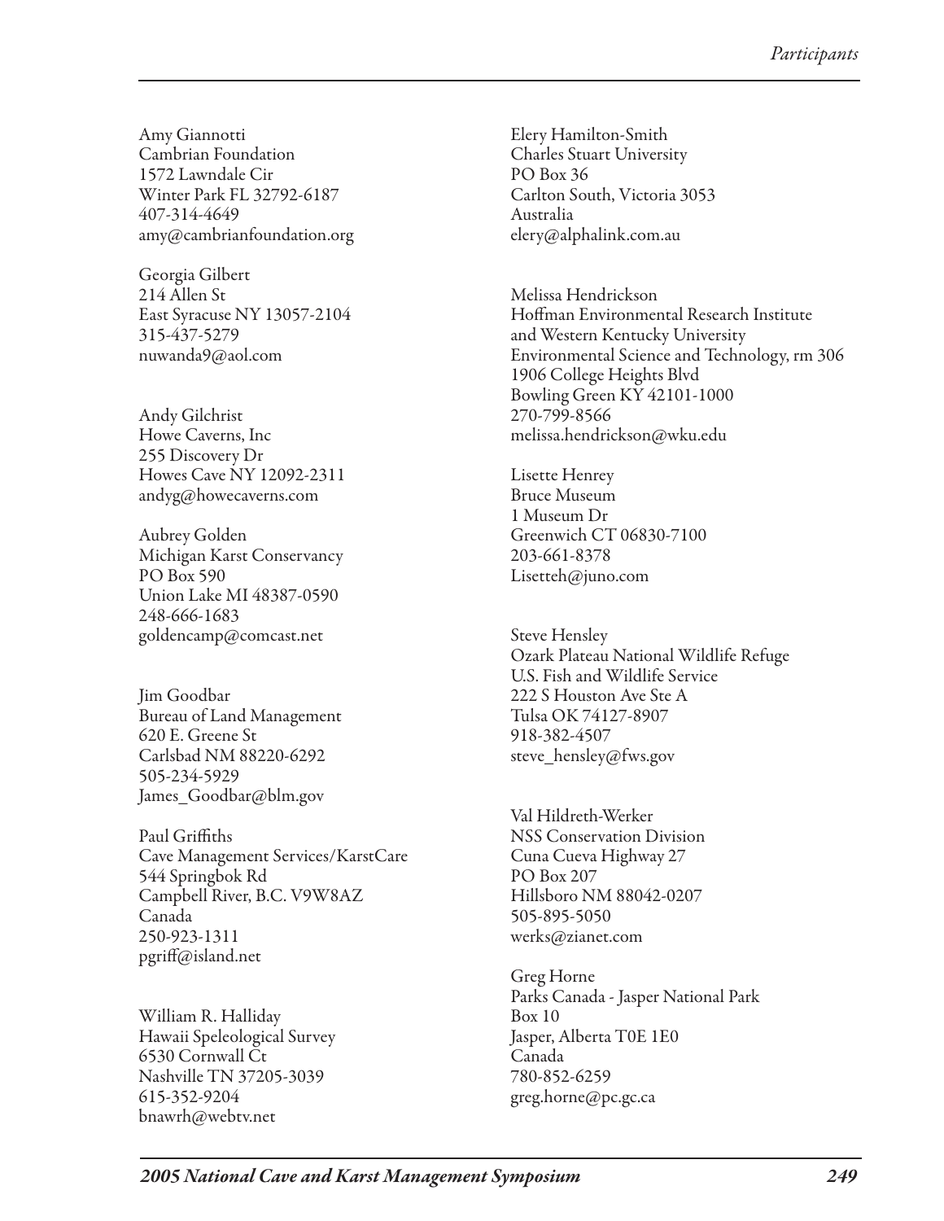Amy Giannotti
Cambrian Foundation
1572 Lawndale Cir
Winter Park FL 32792-6187
407-314-4649
amy@cambrianfoundation.org

Georgia Gilbert
214 Allen St
East Syracuse NY 13057-2104
315-437-5279
nuwanda9@aol.com

Andy Gilchrist
Howe Caverns, Inc
255 Discovery Dr
Howes Cave NY 12092-2311
andyg@howecaverns.com

Aubrey Golden
Michigan Karst Conservancy
PO Box 590
Union Lake MI 48387-0590
248-666-1683
goldencamp@comcast.net

Jim Goodbar
Bureau of Land Management
620 E. Greene St
Carlsbad NM 88220-6292
505-234-5929
James_Goodbar@blm.gov

Paul Griffiths
Cave Management Services/KarstCare
544 Springbok Rd
Campbell River, B.C. V9W8AZ
Canada
250-923-1311
pgriff@island.net

William R. Halliday
Hawaii Speleological Survey
6530 Cornwall Ct
Nashville TN 37205-3039
615-352-9204
bnawrh@webtv.net

Elery Hamilton-Smith
Charles Stuart University
PO Box 36
Carlton South, Victoria 3053
Australia
elery@alphalink.com.au

Melissa Hendrickson
Hoffman Environmental Research Institute
and Western Kentucky University
Environmental Science and Technology, rm 306
1906 College Heights Blvd
Bowling Green KY 42101-1000
270-799-8566
melissa.hendrickson@wku.edu

Lisette Henrey
Bruce Museum
1 Museum Dr
Greenwich CT 06830-7100
203-661-8378
Lisetteh@juno.com

Steve Hensley
Ozark Plateau National Wildlife Refuge
U.S. Fish and Wildlife Service
222 S Houston Ave Ste A
Tulsa OK 74127-8907
918-382-4507
steve_hensley@fws.gov

Val Hildreth-Werker
NSS Conservation Division
Cuna Cueva Highway 27
PO Box 207
Hillsboro NM 88042-0207
505-895-5050
werks@zianet.com

Greg Horne
Parks Canada - Jasper National Park
Box 10
Jasper, Alberta T0E 1E0
Canada
780-852-6259
greg.horne@pc.gc.ca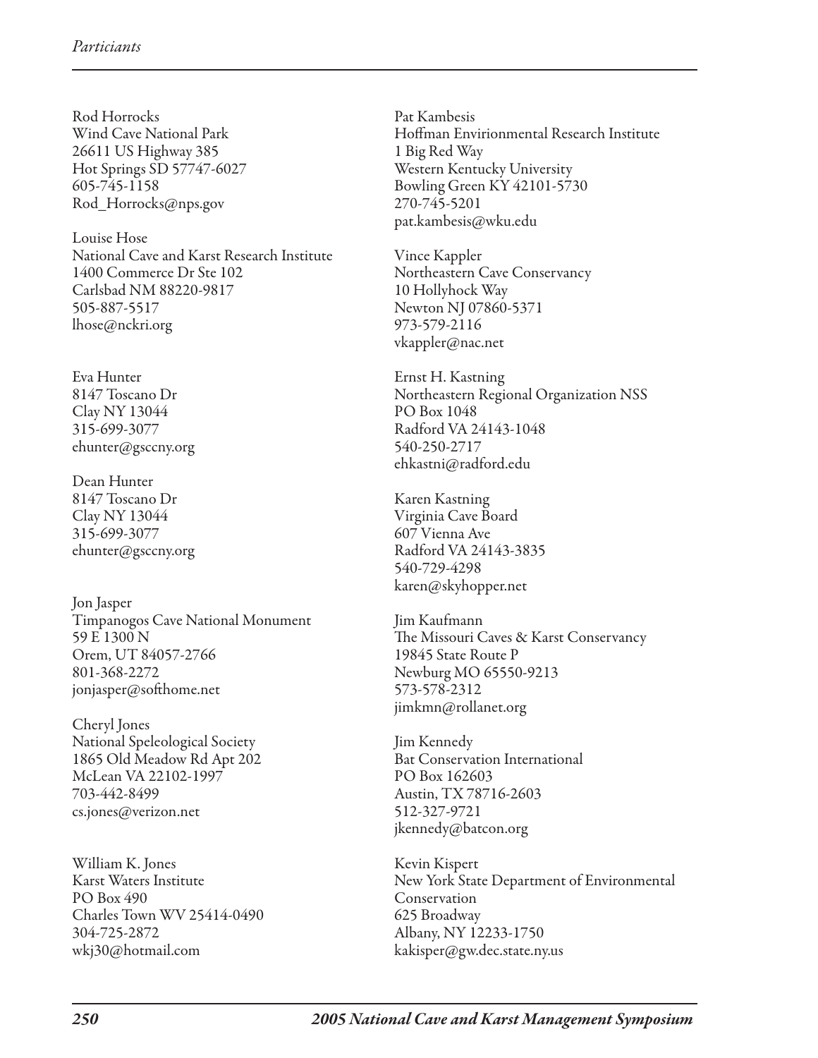Rod Horrocks
Wind Cave National Park
26611 US Highway 385
Hot Springs SD 57747-6027
605-745-1158
Rod_Horrocks@nps.gov

Louise Hose
National Cave and Karst Research Institute
1400 Commerce Dr Ste 102
Carlsbad NM 88220-9817
505-887-5517
lhose@nckri.org

Eva Hunter
8147 Toscano Dr
Clay NY 13044
315-699-3077
ehunter@gsccny.org

Dean Hunter
8147 Toscano Dr
Clay NY 13044
315-699-3077
ehunter@gsccny.org

Jon Jasper
Timpanogos Cave National Monument
59 E 1300 N
Orem, UT 84057-2766
801-368-2272
jonjasper@softhome.net

Cheryl Jones
National Speleological Society
1865 Old Meadow Rd Apt 202
McLean VA 22102-1997
703-442-8499
cs.jones@verizon.net

William K. Jones
Karst Waters Institute
PO Box 490
Charles Town WV 25414-0490
304-725-2872
wkj30@hotmail.com

Pat Kambesis
Hoffman Envirionmental Research Institute
1 Big Red Way
Western Kentucky University
Bowling Green KY 42101-5730
270-745-5201
pat.kambesis@wku.edu

Vince Kappler
Northeastern Cave Conservancy
10 Hollyhock Way
Newton NJ 07860-5371
973-579-2116
vkappler@nac.net

Ernst H. Kastning
Northeastern Regional Organization NSS
PO Box 1048
Radford VA 24143-1048
540-250-2717
ehkastni@radford.edu

Karen Kastning
Virginia Cave Board
607 Vienna Ave
Radford VA 24143-3835
540-729-4298
karen@skyhopper.net

Jim Kaufmann
The Missouri Caves & Karst Conservancy
19845 State Route P
Newburg MO 65550-9213
573-578-2312
jimkmn@rollanet.org

Jim Kennedy
Bat Conservation International
PO Box 162603
Austin, TX 78716-2603
512-327-9721
jkennedy@batcon.org

Kevin Kispert
New York State Department of Environmental Conservation
625 Broadway
Albany, NY 12233-1750
kakisper@gw.dec.state.ny.us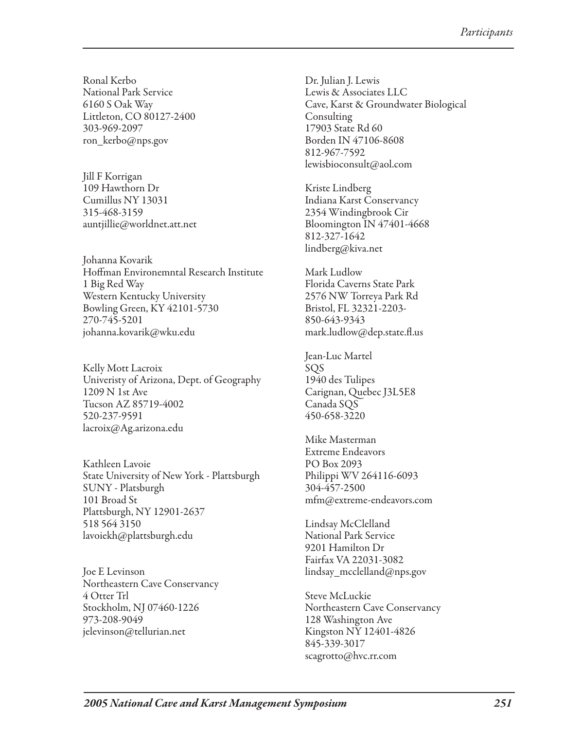Ronal Kerbo
National Park Service
6160 S Oak Way
Littleton, CO 80127-2400
303-969-2097
ron_kerbo@nps.gov

Jill F Korrigan
109 Hawthorn Dr
Cumillus NY 13031
315-468-3159
auntjillie@worldnet.att.net

Johanna Kovarik
Hoffman Environemntal Research Institute
1 Big Red Way
Western Kentucky University
Bowling Green, KY 42101-5730
270-745-5201
johanna.kovarik@wku.edu

Kelly Mott Lacroix
Univeristy of Arizona, Dept. of Geography
1209 N 1st Ave
Tucson AZ 85719-4002
520-237-9591
lacroix@Ag.arizona.edu

Kathleen Lavoie
State University of New York - Plattsburgh
SUNY - Platsburgh
101 Broad St
Plattsburgh, NY 12901-2637
518 564 3150
lavoiekh@plattsburgh.edu

Joe E Levinson
Northeastern Cave Conservancy
4 Otter Trl
Stockholm, NJ 07460-1226
973-208-9049
jelevinson@tellurian.net

Dr. Julian J. Lewis
Lewis & Associates LLC
Cave, Karst & Groundwater Biological Consulting
17903 State Rd 60
Borden IN 47106-8608
812-967-7592
lewisbioconsult@aol.com

Kriste Lindberg
Indiana Karst Conservancy
2354 Windingbrook Cir
Bloomington IN 47401-4668
812-327-1642
lindberg@kiva.net

Mark Ludlow
Florida Caverns State Park
2576 NW Torreya Park Rd
Bristol, FL 32321-2203-
850-643-9343
mark.ludlow@dep.state.fl.us

Jean-Luc Martel
SQS
1940 des Tulipes
Carignan, Quebec J3L5E8
Canada SQS
450-658-3220

Mike Masterman
Extreme Endeavors
PO Box 2093
Philippi WV 264116-6093
304-457-2500
mfm@extreme-endeavors.com

Lindsay McClelland
National Park Service
9201 Hamilton Dr
Fairfax VA 22031-3082
lindsay_mcclelland@nps.gov

Steve McLuckie
Northeastern Cave Conservancy
128 Washington Ave
Kingston NY 12401-4826
845-339-3017
scagrotto@hvc.rr.com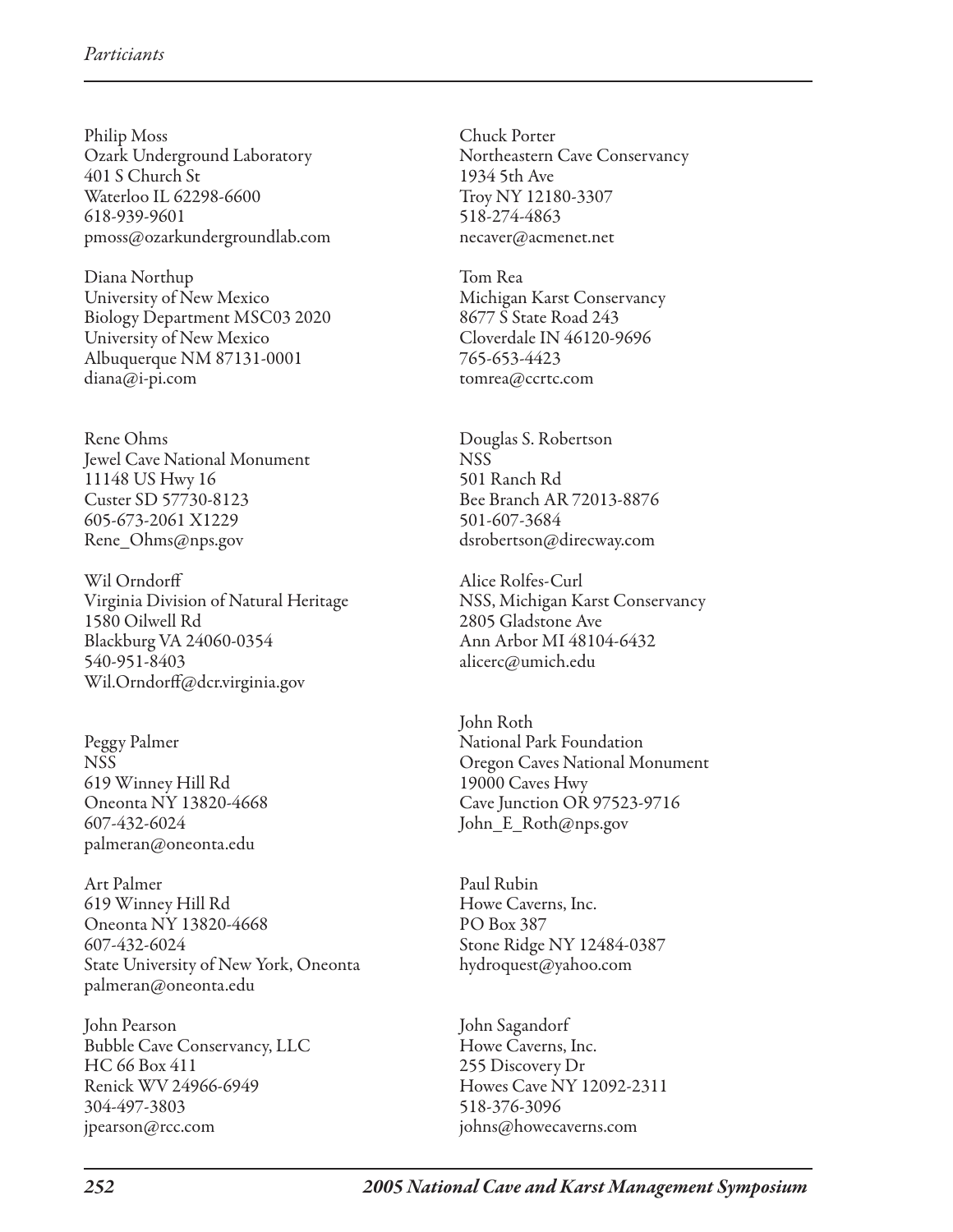Philip Moss
Ozark Underground Laboratory
401 S Church St
Waterloo IL 62298-6600
618-939-9601
pmoss@ozarkundergroundlab.com

Diana Northup
University of New Mexico
Biology Department MSC03 2020
University of New Mexico
Albuquerque NM 87131-0001
diana@i-pi.com

Rene Ohms
Jewel Cave National Monument
11148 US Hwy 16
Custer SD 57730-8123
605-673-2061 X1229
Rene_Ohms@nps.gov

Wil Orndorff
Virginia Division of Natural Heritage
1580 Oilwell Rd
Blackburg VA 24060-0354
540-951-8403
Wil.Orndorff@dcr.virginia.gov

Peggy Palmer
NSS
619 Winney Hill Rd
Oneonta NY 13820-4668
607-432-6024
palmeran@oneonta.edu

Art Palmer
619 Winney Hill Rd
Oneonta NY 13820-4668
607-432-6024
State University of New York, Oneonta
palmeran@oneonta.edu

John Pearson
Bubble Cave Conservancy, LLC
HC 66 Box 411
Renick WV 24966-6949
304-497-3803
jpearson@rcc.com

Chuck Porter
Northeastern Cave Conservancy
1934 5th Ave
Troy NY 12180-3307
518-274-4863
necaver@acmenet.net

Tom Rea
Michigan Karst Conservancy
8677 S State Road 243
Cloverdale IN 46120-9696
765-653-4423
tomrea@ccrtc.com

Douglas S. Robertson
NSS
501 Ranch Rd
Bee Branch AR 72013-8876
501-607-3684
dsrobertson@direcway.com

Alice Rolfes-Curl
NSS, Michigan Karst Conservancy
2805 Gladstone Ave
Ann Arbor MI 48104-6432
alicerc@umich.edu

John Roth
National Park Foundation
Oregon Caves National Monument
19000 Caves Hwy
Cave Junction OR 97523-9716
John_E_Roth@nps.gov

Paul Rubin
Howe Caverns, Inc.
PO Box 387
Stone Ridge NY 12484-0387
hydroquest@yahoo.com

John Sagandorf
Howe Caverns, Inc.
255 Discovery Dr
Howes Cave NY 12092-2311
518-376-3096
johns@howecaverns.com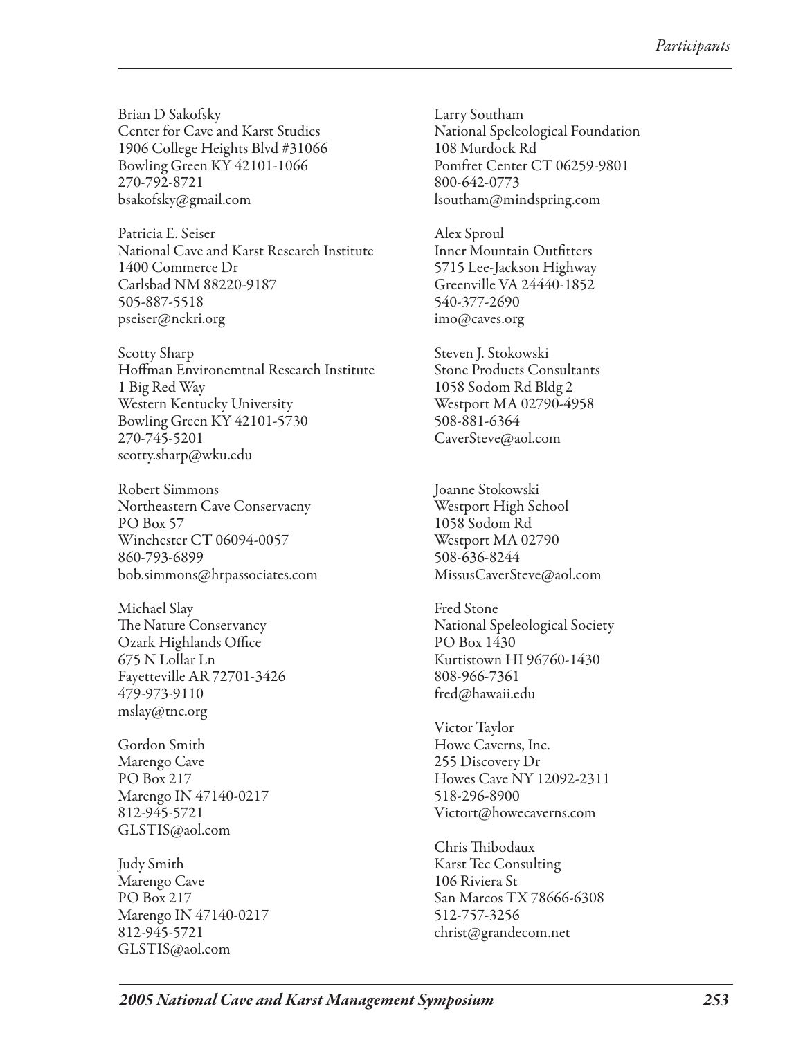Brian D Sakofsky
Center for Cave and Karst Studies
1906 College Heights Blvd #31066
Bowling Green KY 42101-1066
270-792-8721
bsakofsky@gmail.com

Patricia E. Seiser
National Cave and Karst Research Institute
1400 Commerce Dr
Carlsbad NM 88220-9187
505-887-5518
pseiser@nckri.org

Scotty Sharp
Hoffman Environemtnal Research Institute
1 Big Red Way
Western Kentucky University
Bowling Green KY 42101-5730
270-745-5201
scotty.sharp@wku.edu

Robert Simmons
Northeastern Cave Conservacny
PO Box 57
Winchester CT 06094-0057
860-793-6899
bob.simmons@hrpassociates.com

Michael Slay
The Nature Conservancy
Ozark Highlands Office
675 N Lollar Ln
Fayetteville AR 72701-3426
479-973-9110
mslay@tnc.org

Gordon Smith
Marengo Cave
PO Box 217
Marengo IN 47140-0217
812-945-5721
GLSTIS@aol.com

Judy Smith
Marengo Cave
PO Box 217
Marengo IN 47140-0217
812-945-5721
GLSTIS@aol.com

Larry Southam
National Speleological Foundation
108 Murdock Rd
Pomfret Center CT 06259-9801
800-642-0773
lsoutham@mindspring.com

Alex Sproul
Inner Mountain Outfitters
5715 Lee-Jackson Highway
Greenville VA 24440-1852
540-377-2690
imo@caves.org

Steven J. Stokowski
Stone Products Consultants
1058 Sodom Rd Bldg 2
Westport MA 02790-4958
508-881-6364
CaverSteve@aol.com

Joanne Stokowski
Westport High School
1058 Sodom Rd
Westport MA 02790
508-636-8244
MissusCaverSteve@aol.com

Fred Stone
National Speleological Society
PO Box 1430
Kurtistown HI 96760-1430
808-966-7361
fred@hawaii.edu

Victor Taylor
Howe Caverns, Inc.
255 Discovery Dr
Howes Cave NY 12092-2311
518-296-8900
Victort@howecaverns.com

Chris Thibodaux
Karst Tec Consulting
106 Riviera St
San Marcos TX 78666-6308
512-757-3256
christ@grandecom.net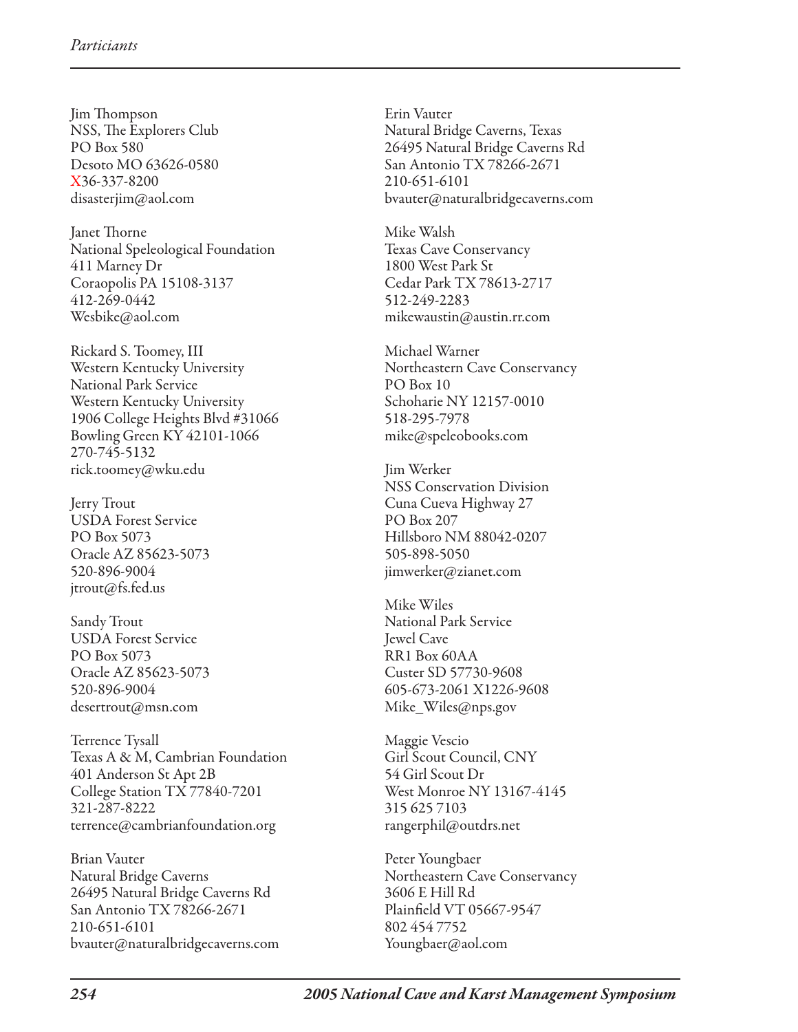Jim Thompson
NSS, The Explorers Club
PO Box 580
Desoto MO 63626-0580
X36-337-8200
disasterjim@aol.com

Janet Thorne
National Speleological Foundation
411 Marney Dr
Coraopolis PA 15108-3137
412-269-0442
Wesbike@aol.com

Rickard S. Toomey, III
Western Kentucky University
National Park Service
Western Kentucky University
1906 College Heights Blvd #31066
Bowling Green KY 42101-1066
270-745-5132
rick.toomey@wku.edu

Jerry Trout
USDA Forest Service
PO Box 5073
Oracle AZ 85623-5073
520-896-9004
jtrout@fs.fed.us

Sandy Trout
USDA Forest Service
PO Box 5073
Oracle AZ 85623-5073
520-896-9004
desertrout@msn.com

Terrence Tysall
Texas A & M, Cambrian Foundation
401 Anderson St Apt 2B
College Station TX 77840-7201
321-287-8222
terrence@cambrianfoundation.org

Brian Vauter
Natural Bridge Caverns
26495 Natural Bridge Caverns Rd
San Antonio TX 78266-2671
210-651-6101
bvauter@naturalbridgecaverns.com

Erin Vauter
Natural Bridge Caverns, Texas
26495 Natural Bridge Caverns Rd
San Antonio TX 78266-2671
210-651-6101
bvauter@naturalbridgecaverns.com

Mike Walsh
Texas Cave Conservancy
1800 West Park St
Cedar Park TX 78613-2717
512-249-2283
mikewaustin@austin.rr.com

Michael Warner
Northeastern Cave Conservancy
PO Box 10
Schoharie NY 12157-0010
518-295-7978
mike@speleobooks.com

Jim Werker
NSS Conservation Division
Cuna Cueva Highway 27
PO Box 207
Hillsboro NM 88042-0207
505-898-5050
jimwerker@zianet.com

Mike Wiles
National Park Service
Jewel Cave
RR1 Box 60AA
Custer SD 57730-9608
605-673-2061 X1226-9608
Mike_Wiles@nps.gov

Maggie Vescio
Girl Scout Council, CNY
54 Girl Scout Dr
West Monroe NY 13167-4145
315 625 7103
rangerphil@outdrs.net

Peter Youngbaer
Northeastern Cave Conservancy
3606 E Hill Rd
Plainfield VT 05667-9547
802 454 7752
Youngbaer@aol.com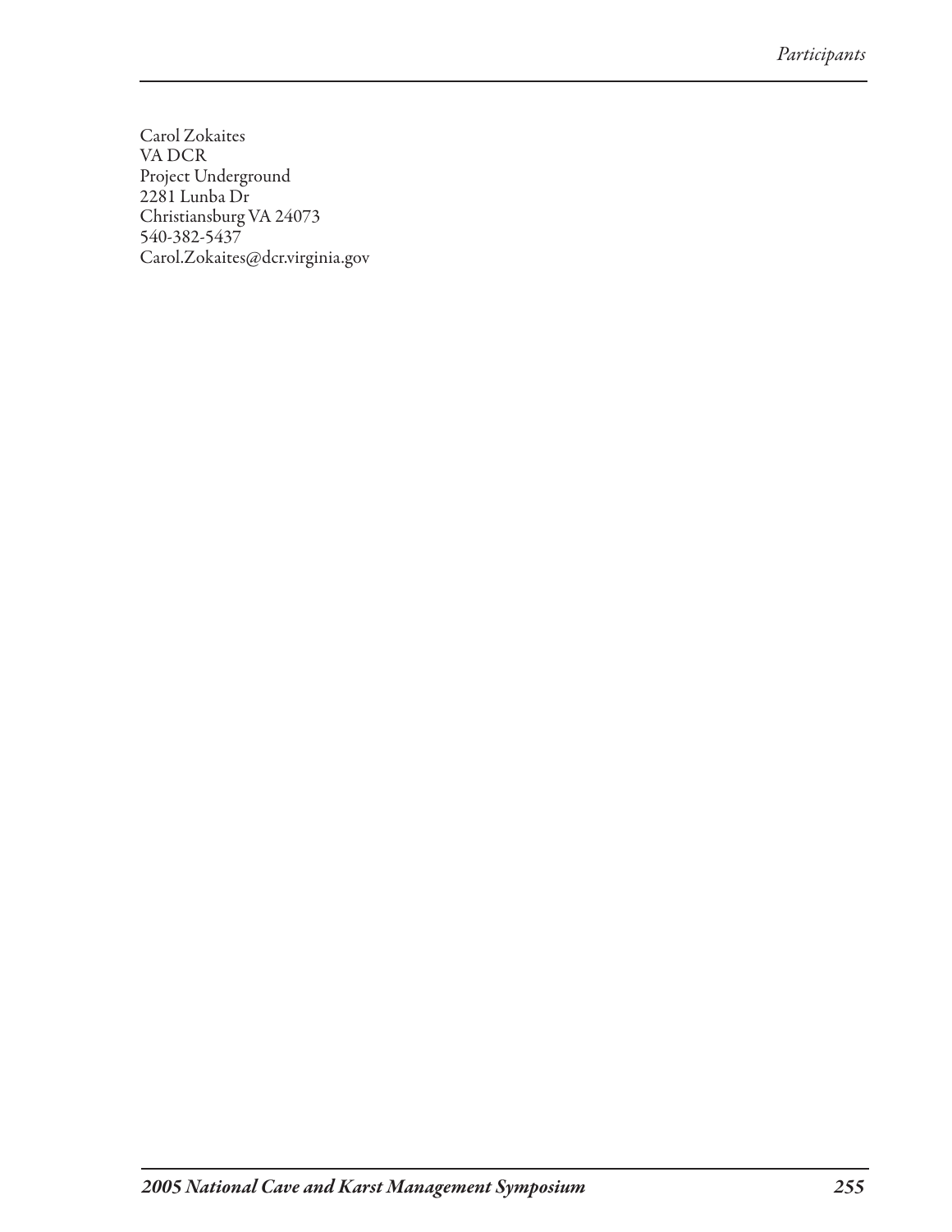Carol Zokaites
VA DCR
Project Underground
2281 Lunba Dr
Christiansburg VA 24073
540-382-5437
Carol.Zokaites@dcr.virginia.gov